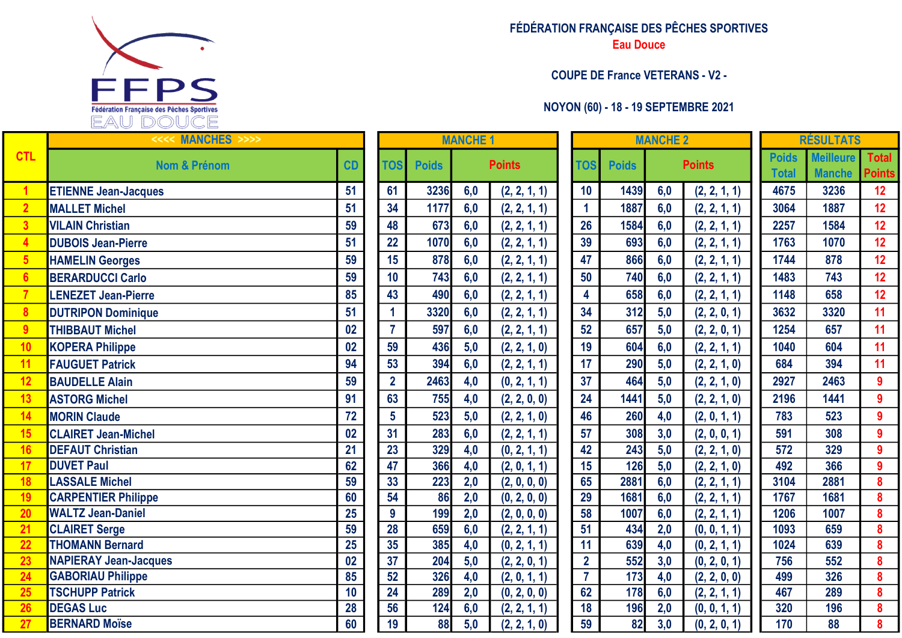FFPS
Fédération Française des Pêches Sportives
EAU DOUCE

**FÉDÉRATION FRANÇAISE DES PÊCHES SPORTIVES**

**Eau Douce**

**COUPE DE France VETERANS - V2 -**

**NOYON (60) - 18 - 19 SEPTEMBRE 2021**

| CTL | <<<< MANCHES >>>> | | MANCHE 1 | | | | MANCHE 2 | | | | RÉSULTATS | | |
|---|---|---|---|---|---|---|---|---|---|---|---|---|---|
| | Nom & Prénom | CD | TOS | Poids | Points | | TOS | Poids | Points | | Poids Total | Meilleure Manche | Total Points |
| 1 | ETIENNE Jean-Jacques | 51 | 61 | 3236 | 6,0 | (2, 2, 1, 1) | 10 | 1439 | 6,0 | (2, 2, 1, 1) | 4675 | 3236 | 12 |
| 2 | MALLET Michel | 51 | 34 | 1177 | 6,0 | (2, 2, 1, 1) | 1 | 1887 | 6,0 | (2, 2, 1, 1) | 3064 | 1887 | 12 |
| 3 | VILAIN Christian | 59 | 48 | 673 | 6,0 | (2, 2, 1, 1) | 26 | 1584 | 6,0 | (2, 2, 1, 1) | 2257 | 1584 | 12 |
| 4 | DUBOIS Jean-Pierre | 51 | 22 | 1070 | 6,0 | (2, 2, 1, 1) | 39 | 693 | 6,0 | (2, 2, 1, 1) | 1763 | 1070 | 12 |
| 5 | HAMELIN Georges | 59 | 15 | 878 | 6,0 | (2, 2, 1, 1) | 47 | 866 | 6,0 | (2, 2, 1, 1) | 1744 | 878 | 12 |
| 6 | BERARDUCCI Carlo | 59 | 10 | 743 | 6,0 | (2, 2, 1, 1) | 50 | 740 | 6,0 | (2, 2, 1, 1) | 1483 | 743 | 12 |
| 7 | LENEZET Jean-Pierre | 85 | 43 | 490 | 6,0 | (2, 2, 1, 1) | 4 | 658 | 6,0 | (2, 2, 1, 1) | 1148 | 658 | 12 |
| 8 | DUTRIPON Dominique | 51 | 1 | 3320 | 6,0 | (2, 2, 1, 1) | 34 | 312 | 5,0 | (2, 2, 0, 1) | 3632 | 3320 | 11 |
| 9 | THIBBAUT Michel | 02 | 7 | 597 | 6,0 | (2, 2, 1, 1) | 52 | 657 | 5,0 | (2, 2, 0, 1) | 1254 | 657 | 11 |
| 10 | KOPERA Philippe | 02 | 59 | 436 | 5,0 | (2, 2, 1, 0) | 19 | 604 | 6,0 | (2, 2, 1, 1) | 1040 | 604 | 11 |
| 11 | FAUGUET Patrick | 94 | 53 | 394 | 6,0 | (2, 2, 1, 1) | 17 | 290 | 5,0 | (2, 2, 1, 0) | 684 | 394 | 11 |
| 12 | BAUDELLE Alain | 59 | 2 | 2463 | 4,0 | (0, 2, 1, 1) | 37 | 464 | 5,0 | (2, 2, 1, 0) | 2927 | 2463 | 9 |
| 13 | ASTORG Michel | 91 | 63 | 755 | 4,0 | (2, 2, 0, 0) | 24 | 1441 | 5,0 | (2, 2, 1, 0) | 2196 | 1441 | 9 |
| 14 | MORIN Claude | 72 | 5 | 523 | 5,0 | (2, 2, 1, 0) | 46 | 260 | 4,0 | (2, 0, 1, 1) | 783 | 523 | 9 |
| 15 | CLAIRET Jean-Michel | 02 | 31 | 283 | 6,0 | (2, 2, 1, 1) | 57 | 308 | 3,0 | (2, 0, 0, 1) | 591 | 308 | 9 |
| 16 | DEFAUT Christian | 21 | 23 | 329 | 4,0 | (0, 2, 1, 1) | 42 | 243 | 5,0 | (2, 2, 1, 0) | 572 | 329 | 9 |
| 17 | DUVET Paul | 62 | 47 | 366 | 4,0 | (2, 0, 1, 1) | 15 | 126 | 5,0 | (2, 2, 1, 0) | 492 | 366 | 9 |
| 18 | LASSALE Michel | 59 | 33 | 223 | 2,0 | (2, 0, 0, 0) | 65 | 2881 | 6,0 | (2, 2, 1, 1) | 3104 | 2881 | 8 |
| 19 | CARPENTIER Philippe | 60 | 54 | 86 | 2,0 | (0, 2, 0, 0) | 29 | 1681 | 6,0 | (2, 2, 1, 1) | 1767 | 1681 | 8 |
| 20 | WALTZ Jean-Daniel | 25 | 9 | 199 | 2,0 | (2, 0, 0, 0) | 58 | 1007 | 6,0 | (2, 2, 1, 1) | 1206 | 1007 | 8 |
| 21 | CLAIRET Serge | 59 | 28 | 659 | 6,0 | (2, 2, 1, 1) | 51 | 434 | 2,0 | (0, 0, 1, 1) | 1093 | 659 | 8 |
| 22 | THOMANN Bernard | 25 | 35 | 385 | 4,0 | (0, 2, 1, 1) | 11 | 639 | 4,0 | (0, 2, 1, 1) | 1024 | 639 | 8 |
| 23 | NAPIERAY Jean-Jacques | 02 | 37 | 204 | 5,0 | (2, 2, 0, 1) | 2 | 552 | 3,0 | (0, 2, 0, 1) | 756 | 552 | 8 |
| 24 | GABORIAU Philippe | 85 | 52 | 326 | 4,0 | (2, 0, 1, 1) | 7 | 173 | 4,0 | (2, 2, 0, 0) | 499 | 326 | 8 |
| 25 | TSCHUPP Patrick | 10 | 24 | 289 | 2,0 | (0, 2, 0, 0) | 62 | 178 | 6,0 | (2, 2, 1, 1) | 467 | 289 | 8 |
| 26 | DEGAS Luc | 28 | 56 | 124 | 6,0 | (2, 2, 1, 1) | 18 | 196 | 2,0 | (0, 0, 1, 1) | 320 | 196 | 8 |
| 27 | BERNARD Moïse | 60 | 19 | 88 | 5,0 | (2, 2, 1, 0) | 59 | 82 | 3,0 | (0, 2, 0, 1) | 170 | 88 | 8 |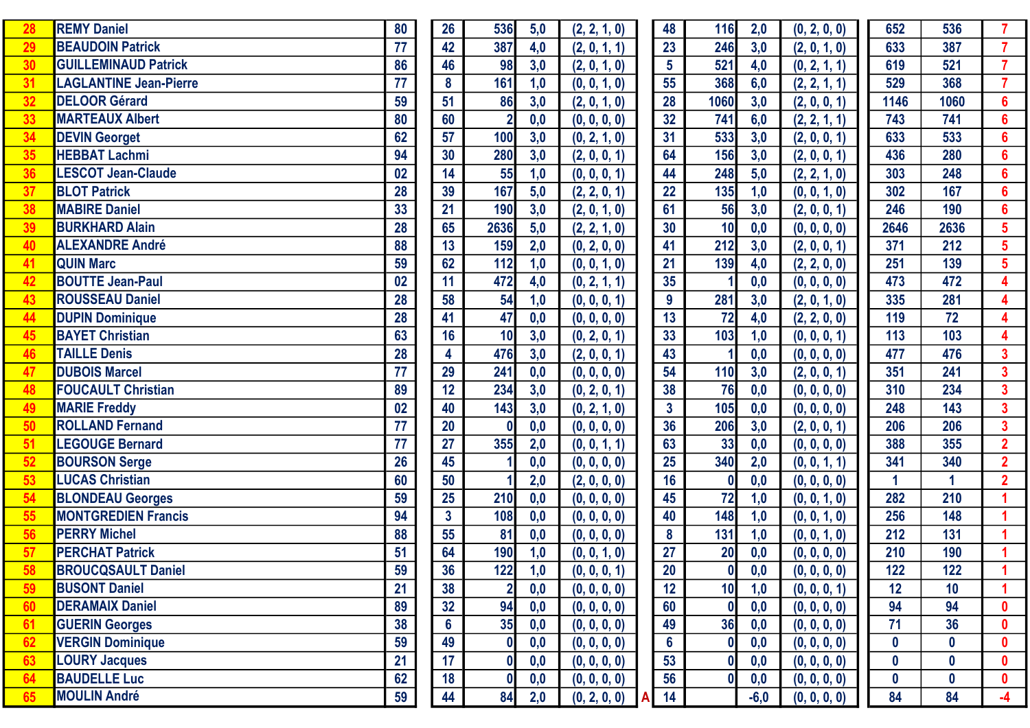| | | | | | | | | | | | | | | |
|---|---|---|---|---|---|---|---|---|---|---|---|---|---|---|
| 28 | REMY Daniel | 80 | 26 | 536 | 5,0 | (2, 2, 1, 0) | | 48 | 116 | 2,0 | (0, 2, 0, 0) | 652 | 536 | 7 |
| 29 | BEAUDOIN Patrick | 77 | 42 | 387 | 4,0 | (2, 0, 1, 1) | | 23 | 246 | 3,0 | (2, 0, 1, 0) | 633 | 387 | 7 |
| 30 | GUILLEMINAUD Patrick | 86 | 46 | 98 | 3,0 | (2, 0, 1, 0) | | 5 | 521 | 4,0 | (0, 2, 1, 1) | 619 | 521 | 7 |
| 31 | LAGLANTINE Jean-Pierre | 77 | 8 | 161 | 1,0 | (0, 0, 1, 0) | | 55 | 368 | 6,0 | (2, 2, 1, 1) | 529 | 368 | 7 |
| 32 | DELOOR Gérard | 59 | 51 | 86 | 3,0 | (2, 0, 1, 0) | | 28 | 1060 | 3,0 | (2, 0, 0, 1) | 1146 | 1060 | 6 |
| 33 | MARTEAUX Albert | 80 | 60 | 2 | 0,0 | (0, 0, 0, 0) | | 32 | 741 | 6,0 | (2, 2, 1, 1) | 743 | 741 | 6 |
| 34 | DEVIN Georget | 62 | 57 | 100 | 3,0 | (0, 2, 1, 0) | | 31 | 533 | 3,0 | (2, 0, 0, 1) | 633 | 533 | 6 |
| 35 | HEBBAT Lachmi | 94 | 30 | 280 | 3,0 | (2, 0, 0, 1) | | 64 | 156 | 3,0 | (2, 0, 0, 1) | 436 | 280 | 6 |
| 36 | LESCOT Jean-Claude | 02 | 14 | 55 | 1,0 | (0, 0, 0, 1) | | 44 | 248 | 5,0 | (2, 2, 1, 0) | 303 | 248 | 6 |
| 37 | BLOT Patrick | 28 | 39 | 167 | 5,0 | (2, 2, 0, 1) | | 22 | 135 | 1,0 | (0, 0, 1, 0) | 302 | 167 | 6 |
| 38 | MABIRE Daniel | 33 | 21 | 190 | 3,0 | (2, 0, 1, 0) | | 61 | 56 | 3,0 | (2, 0, 0, 1) | 246 | 190 | 6 |
| 39 | BURKHARD Alain | 28 | 65 | 2636 | 5,0 | (2, 2, 1, 0) | | 30 | 10 | 0,0 | (0, 0, 0, 0) | 2646 | 2636 | 5 |
| 40 | ALEXANDRE André | 88 | 13 | 159 | 2,0 | (0, 2, 0, 0) | | 41 | 212 | 3,0 | (2, 0, 0, 1) | 371 | 212 | 5 |
| 41 | QUIN Marc | 59 | 62 | 112 | 1,0 | (0, 0, 1, 0) | | 21 | 139 | 4,0 | (2, 2, 0, 0) | 251 | 139 | 5 |
| 42 | BOUTTE Jean-Paul | 02 | 11 | 472 | 4,0 | (0, 2, 1, 1) | | 35 | 1 | 0,0 | (0, 0, 0, 0) | 473 | 472 | 4 |
| 43 | ROUSSEAU Daniel | 28 | 58 | 54 | 1,0 | (0, 0, 0, 1) | | 9 | 281 | 3,0 | (2, 0, 1, 0) | 335 | 281 | 4 |
| 44 | DUPIN Dominique | 28 | 41 | 47 | 0,0 | (0, 0, 0, 0) | | 13 | 72 | 4,0 | (2, 2, 0, 0) | 119 | 72 | 4 |
| 45 | BAYET Christian | 63 | 16 | 10 | 3,0 | (0, 2, 0, 1) | | 33 | 103 | 1,0 | (0, 0, 0, 1) | 113 | 103 | 4 |
| 46 | TAILLE Denis | 28 | 4 | 476 | 3,0 | (2, 0, 0, 1) | | 43 | 1 | 0,0 | (0, 0, 0, 0) | 477 | 476 | 3 |
| 47 | DUBOIS Marcel | 77 | 29 | 241 | 0,0 | (0, 0, 0, 0) | | 54 | 110 | 3,0 | (2, 0, 0, 1) | 351 | 241 | 3 |
| 48 | FOUCAULT Christian | 89 | 12 | 234 | 3,0 | (0, 2, 0, 1) | | 38 | 76 | 0,0 | (0, 0, 0, 0) | 310 | 234 | 3 |
| 49 | MARIE Freddy | 02 | 40 | 143 | 3,0 | (0, 2, 1, 0) | | 3 | 105 | 0,0 | (0, 0, 0, 0) | 248 | 143 | 3 |
| 50 | ROLLAND Fernand | 77 | 20 | 0 | 0,0 | (0, 0, 0, 0) | | 36 | 206 | 3,0 | (2, 0, 0, 1) | 206 | 206 | 3 |
| 51 | LEGOUGE Bernard | 77 | 27 | 355 | 2,0 | (0, 0, 1, 1) | | 63 | 33 | 0,0 | (0, 0, 0, 0) | 388 | 355 | 2 |
| 52 | BOURSON Serge | 26 | 45 | 1 | 0,0 | (0, 0, 0, 0) | | 25 | 340 | 2,0 | (0, 0, 1, 1) | 341 | 340 | 2 |
| 53 | LUCAS Christian | 60 | 50 | 1 | 2,0 | (2, 0, 0, 0) | | 16 | 0 | 0,0 | (0, 0, 0, 0) | 1 | 1 | 2 |
| 54 | BLONDEAU Georges | 59 | 25 | 210 | 0,0 | (0, 0, 0, 0) | | 45 | 72 | 1,0 | (0, 0, 1, 0) | 282 | 210 | 1 |
| 55 | MONTGREDIEN Francis | 94 | 3 | 108 | 0,0 | (0, 0, 0, 0) | | 40 | 148 | 1,0 | (0, 0, 1, 0) | 256 | 148 | 1 |
| 56 | PERRY Michel | 88 | 55 | 81 | 0,0 | (0, 0, 0, 0) | | 8 | 131 | 1,0 | (0, 0, 1, 0) | 212 | 131 | 1 |
| 57 | PERCHAT Patrick | 51 | 64 | 190 | 1,0 | (0, 0, 1, 0) | | 27 | 20 | 0,0 | (0, 0, 0, 0) | 210 | 190 | 1 |
| 58 | BROUCQSAULT Daniel | 59 | 36 | 122 | 1,0 | (0, 0, 0, 1) | | 20 | 0 | 0,0 | (0, 0, 0, 0) | 122 | 122 | 1 |
| 59 | BUSONT Daniel | 21 | 38 | 2 | 0,0 | (0, 0, 0, 0) | | 12 | 10 | 1,0 | (0, 0, 0, 1) | 12 | 10 | 1 |
| 60 | DERAMAIX Daniel | 89 | 32 | 94 | 0,0 | (0, 0, 0, 0) | | 60 | 0 | 0,0 | (0, 0, 0, 0) | 94 | 94 | 0 |
| 61 | GUERIN Georges | 38 | 6 | 35 | 0,0 | (0, 0, 0, 0) | | 49 | 36 | 0,0 | (0, 0, 0, 0) | 71 | 36 | 0 |
| 62 | VERGIN Dominique | 59 | 49 | 0 | 0,0 | (0, 0, 0, 0) | | 6 | 0 | 0,0 | (0, 0, 0, 0) | 0 | 0 | 0 |
| 63 | LOURY Jacques | 21 | 17 | 0 | 0,0 | (0, 0, 0, 0) | | 53 | 0 | 0,0 | (0, 0, 0, 0) | 0 | 0 | 0 |
| 64 | BAUDELLE Luc | 62 | 18 | 0 | 0,0 | (0, 0, 0, 0) | | 56 | 0 | 0,0 | (0, 0, 0, 0) | 0 | 0 | 0 |
| 65 | MOULIN André | 59 | 44 | 84 | 2,0 | (0, 2, 0, 0) | A | 14 | | -6,0 | (0, 0, 0, 0) | 84 | 84 | -4 |